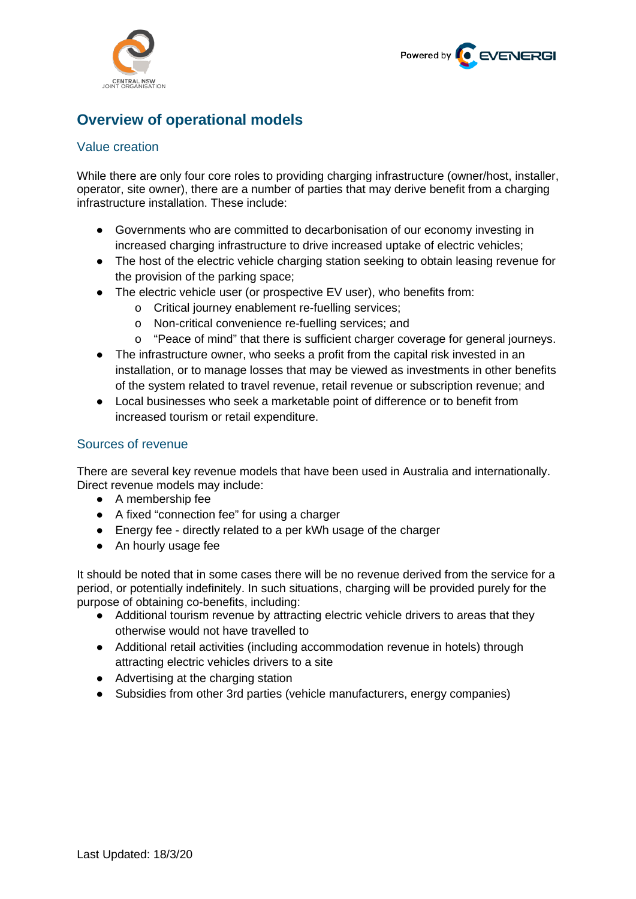# Overview of operational models

## Value creation

While there are only four core roles to providing charging infrastructure (owner/host, installer, operator, site owner), there are a number of parties that may derive benefit from a charging infrastructure installation. These include:

- Governments who are committed to decarbonisation of our economy investing in increased charging infrastructure to drive increased uptake of electric vehicles;
- The host of the electric vehicle charging station seeking to obtain leasing revenue for the provision of the parking space;
- The electric vehicle user (or prospective EV user), who benefits from:
  - Critical journey enablement re-fuelling services;
  - Non-critical convenience re-fuelling services; and
  - "Peace of mind" that there is sufficient charger coverage for general journeys.
- The infrastructure owner, who seeks a profit from the capital risk invested in an installation, or to manage losses that may be viewed as investments in other benefits of the system related to travel revenue, retail revenue or subscription revenue; and
- Local businesses who seek a marketable point of difference or to benefit from increased tourism or retail expenditure.

## Sources of revenue

There are several key revenue models that have been used in Australia and internationally. Direct revenue models may include:

- A membership fee
- A fixed "connection fee" for using a charger
- Energy fee - directly related to a per kWh usage of the charger
- An hourly usage fee

It should be noted that in some cases there will be no revenue derived from the service for a period, or potentially indefinitely. In such situations, charging will be provided purely for the purpose of obtaining co-benefits, including:

- Additional tourism revenue by attracting electric vehicle drivers to areas that they otherwise would not have travelled to
- Additional retail activities (including accommodation revenue in hotels) through attracting electric vehicles drivers to a site
- Advertising at the charging station
- Subsidies from other 3rd parties (vehicle manufacturers, energy companies)

Last Updated: 18/3/20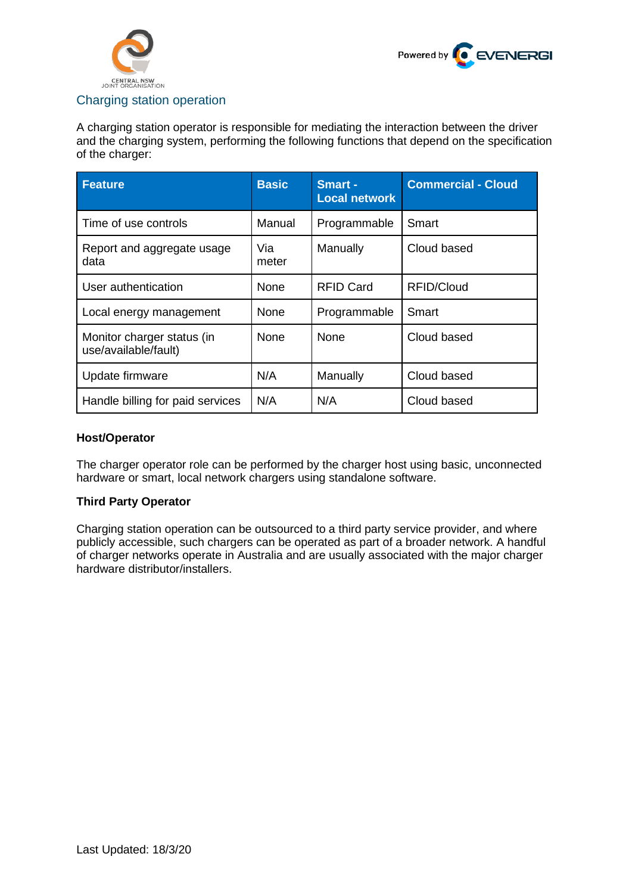## Charging station operation

A charging station operator is responsible for mediating the interaction between the driver and the charging system, performing the following functions that depend on the specification of the charger:

| Feature | Basic | Smart - Local network | Commercial - Cloud |
|---|---|---|---|
| Time of use controls | Manual | Programmable | Smart |
| Report and aggregate usage data | Via meter | Manually | Cloud based |
| User authentication | None | RFID Card | RFID/Cloud |
| Local energy management | None | Programmable | Smart |
| Monitor charger status (in use/available/fault) | None | None | Cloud based |
| Update firmware | N/A | Manually | Cloud based |
| Handle billing for paid services | N/A | N/A | Cloud based |

**Host/Operator**

The charger operator role can be performed by the charger host using basic, unconnected hardware or smart, local network chargers using standalone software.

**Third Party Operator**

Charging station operation can be outsourced to a third party service provider, and where publicly accessible, such chargers can be operated as part of a broader network. A handful of charger networks operate in Australia and are usually associated with the major charger hardware distributor/installers.

Last Updated: 18/3/20